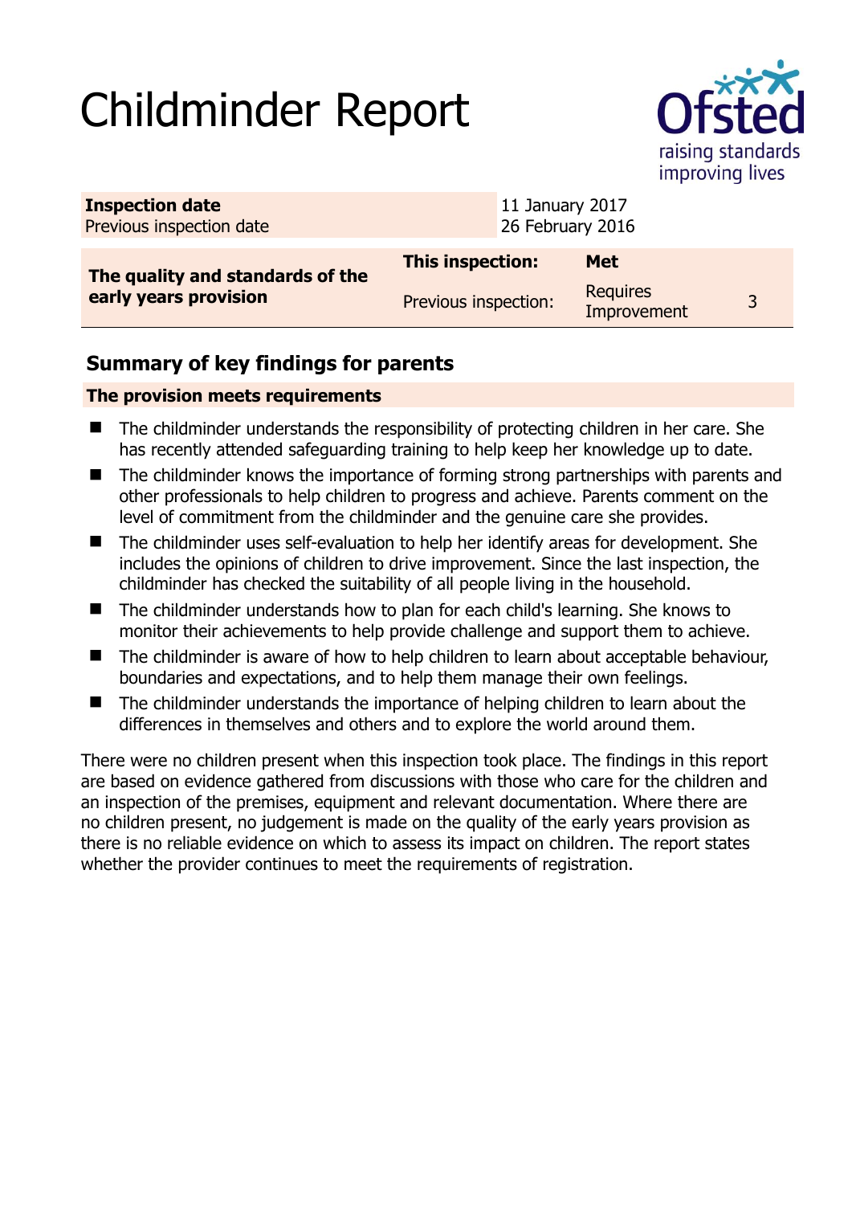# Childminder Report

| Inspection date | 11 January 2017 | | |
|---|---|---|---|
| Previous inspection date | 26 February 2016 | | |

| The quality and standards of the early years provision | This inspection: | Met | |
|---|---|---|---|
| | Previous inspection: | Requires Improvement | 3 |

## Summary of key findings for parents

**The provision meets requirements**

- The childminder understands the responsibility of protecting children in her care. She has recently attended safeguarding training to help keep her knowledge up to date.
- The childminder knows the importance of forming strong partnerships with parents and other professionals to help children to progress and achieve. Parents comment on the level of commitment from the childminder and the genuine care she provides.
- The childminder uses self-evaluation to help her identify areas for development. She includes the opinions of children to drive improvement. Since the last inspection, the childminder has checked the suitability of all people living in the household.
- The childminder understands how to plan for each child's learning. She knows to monitor their achievements to help provide challenge and support them to achieve.
- The childminder is aware of how to help children to learn about acceptable behaviour, boundaries and expectations, and to help them manage their own feelings.
- The childminder understands the importance of helping children to learn about the differences in themselves and others and to explore the world around them.

There were no children present when this inspection took place. The findings in this report are based on evidence gathered from discussions with those who care for the children and an inspection of the premises, equipment and relevant documentation. Where there are no children present, no judgement is made on the quality of the early years provision as there is no reliable evidence on which to assess its impact on children. The report states whether the provider continues to meet the requirements of registration.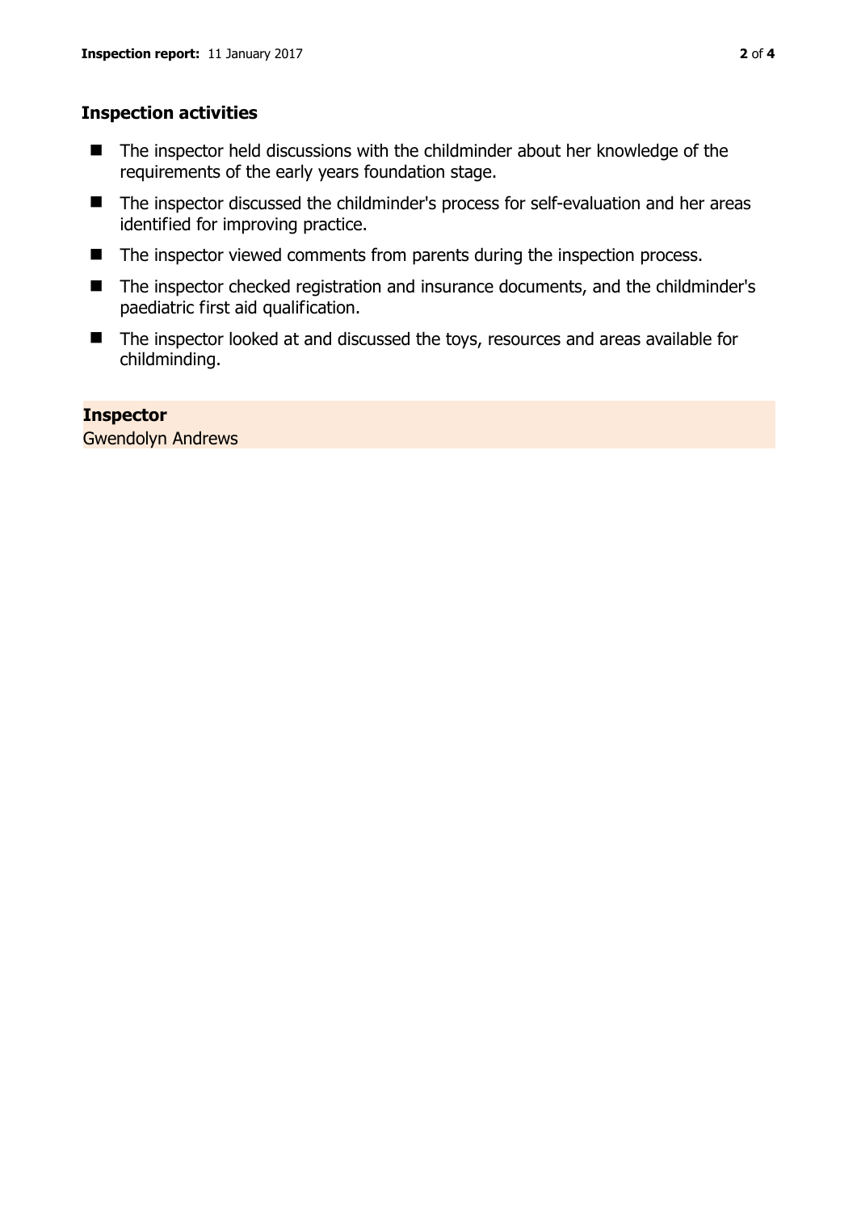### Inspection activities

- The inspector held discussions with the childminder about her knowledge of the requirements of the early years foundation stage.
- The inspector discussed the childminder's process for self-evaluation and her areas identified for improving practice.
- The inspector viewed comments from parents during the inspection process.
- The inspector checked registration and insurance documents, and the childminder's paediatric first aid qualification.
- The inspector looked at and discussed the toys, resources and areas available for childminding.

**Inspector**
Gwendolyn Andrews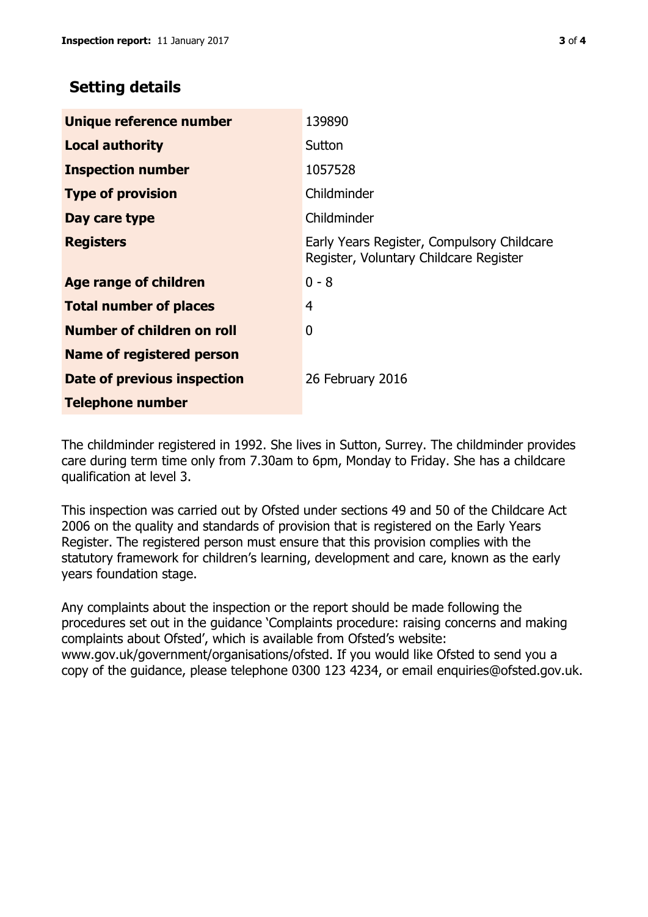## Setting details

| | |
|---|---|
| **Unique reference number** | 139890 |
| **Local authority** | Sutton |
| **Inspection number** | 1057528 |
| **Type of provision** | Childminder |
| **Day care type** | Childminder |
| **Registers** | Early Years Register, Compulsory Childcare Register, Voluntary Childcare Register |
| **Age range of children** | 0 - 8 |
| **Total number of places** | 4 |
| **Number of children on roll** | 0 |
| **Name of registered person** | |
| **Date of previous inspection** | 26 February 2016 |
| **Telephone number** | |

The childminder registered in 1992. She lives in Sutton, Surrey. The childminder provides care during term time only from 7.30am to 6pm, Monday to Friday. She has a childcare qualification at level 3.

This inspection was carried out by Ofsted under sections 49 and 50 of the Childcare Act 2006 on the quality and standards of provision that is registered on the Early Years Register. The registered person must ensure that this provision complies with the statutory framework for children's learning, development and care, known as the early years foundation stage.

Any complaints about the inspection or the report should be made following the procedures set out in the guidance 'Complaints procedure: raising concerns and making complaints about Ofsted', which is available from Ofsted's website: www.gov.uk/government/organisations/ofsted. If you would like Ofsted to send you a copy of the guidance, please telephone 0300 123 4234, or email enquiries@ofsted.gov.uk.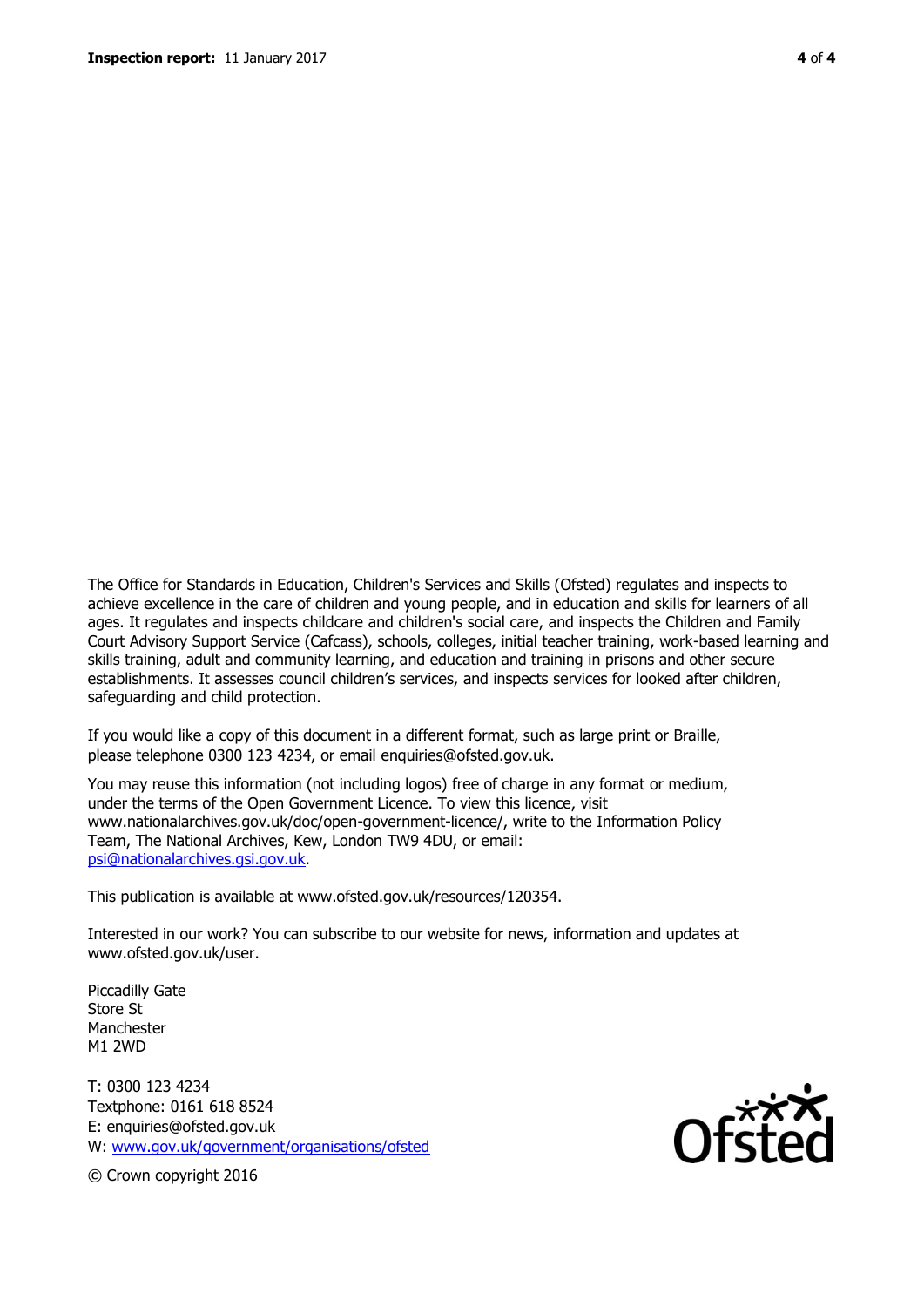The Office for Standards in Education, Children's Services and Skills (Ofsted) regulates and inspects to achieve excellence in the care of children and young people, and in education and skills for learners of all ages. It regulates and inspects childcare and children's social care, and inspects the Children and Family Court Advisory Support Service (Cafcass), schools, colleges, initial teacher training, work-based learning and skills training, adult and community learning, and education and training in prisons and other secure establishments. It assesses council children's services, and inspects services for looked after children, safeguarding and child protection.

If you would like a copy of this document in a different format, such as large print or Braille, please telephone 0300 123 4234, or email enquiries@ofsted.gov.uk.

You may reuse this information (not including logos) free of charge in any format or medium, under the terms of the Open Government Licence. To view this licence, visit www.nationalarchives.gov.uk/doc/open-government-licence/, write to the Information Policy Team, The National Archives, Kew, London TW9 4DU, or email: psi@nationalarchives.gsi.gov.uk.

This publication is available at www.ofsted.gov.uk/resources/120354.

Interested in our work? You can subscribe to our website for news, information and updates at www.ofsted.gov.uk/user.

Piccadilly Gate
Store St
Manchester
M1 2WD

T: 0300 123 4234
Textphone: 0161 618 8524
E: enquiries@ofsted.gov.uk
W: www.gov.uk/government/organisations/ofsted

© Crown copyright 2016